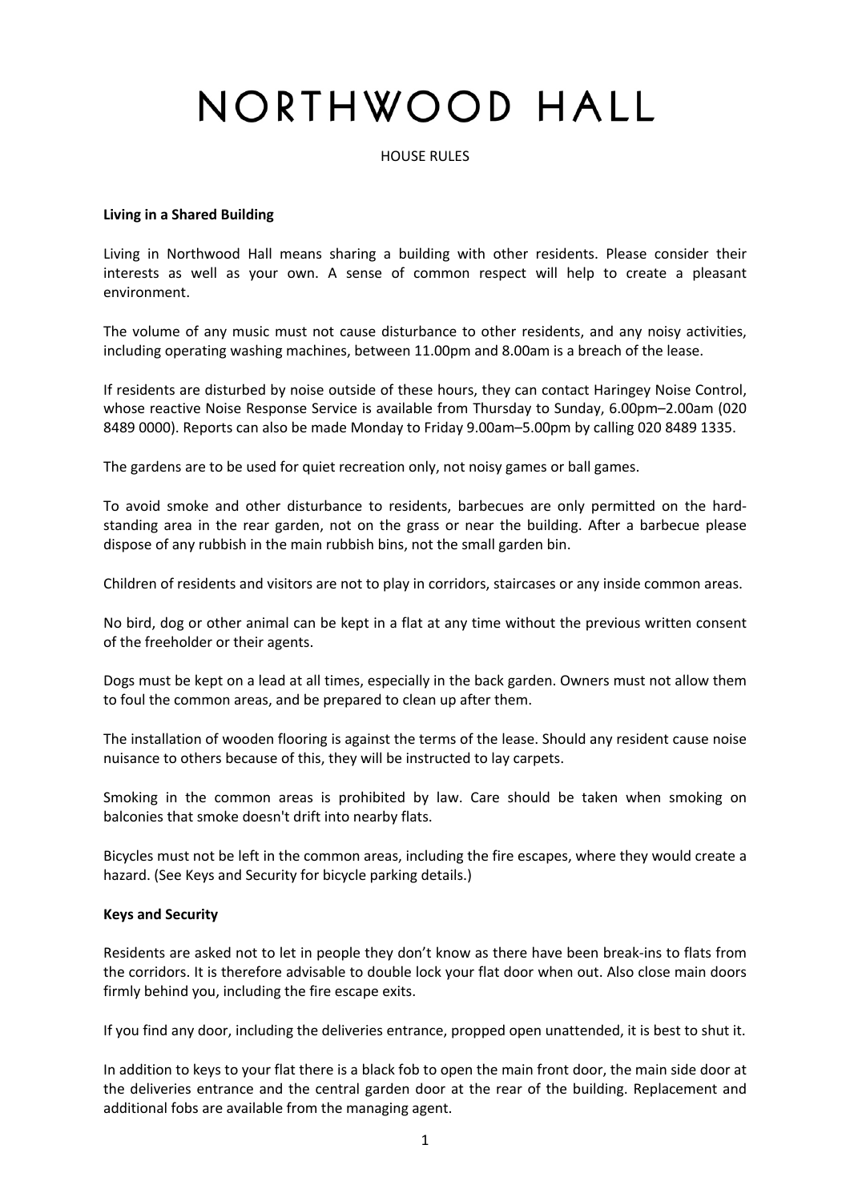# NORTHWOOD HALL

HOUSE RULES

**Living in a Shared Building**

Living in Northwood Hall means sharing a building with other residents. Please consider their interests as well as your own. A sense of common respect will help to create a pleasant environment.

The volume of any music must not cause disturbance to other residents, and any noisy activities, including operating washing machines, between 11.00pm and 8.00am is a breach of the lease.

If residents are disturbed by noise outside of these hours, they can contact Haringey Noise Control, whose reactive Noise Response Service is available from Thursday to Sunday, 6.00pm–2.00am (020 8489 0000). Reports can also be made Monday to Friday 9.00am–5.00pm by calling 020 8489 1335.

The gardens are to be used for quiet recreation only, not noisy games or ball games.

To avoid smoke and other disturbance to residents, barbecues are only permitted on the hard-standing area in the rear garden, not on the grass or near the building. After a barbecue please dispose of any rubbish in the main rubbish bins, not the small garden bin.

Children of residents and visitors are not to play in corridors, staircases or any inside common areas.

No bird, dog or other animal can be kept in a flat at any time without the previous written consent of the freeholder or their agents.

Dogs must be kept on a lead at all times, especially in the back garden. Owners must not allow them to foul the common areas, and be prepared to clean up after them.

The installation of wooden flooring is against the terms of the lease. Should any resident cause noise nuisance to others because of this, they will be instructed to lay carpets.

Smoking in the common areas is prohibited by law. Care should be taken when smoking on balconies that smoke doesn't drift into nearby flats.

Bicycles must not be left in the common areas, including the fire escapes, where they would create a hazard. (See Keys and Security for bicycle parking details.)

**Keys and Security**

Residents are asked not to let in people they don't know as there have been break-ins to flats from the corridors. It is therefore advisable to double lock your flat door when out. Also close main doors firmly behind you, including the fire escape exits.

If you find any door, including the deliveries entrance, propped open unattended, it is best to shut it.

In addition to keys to your flat there is a black fob to open the main front door, the main side door at the deliveries entrance and the central garden door at the rear of the building. Replacement and additional fobs are available from the managing agent.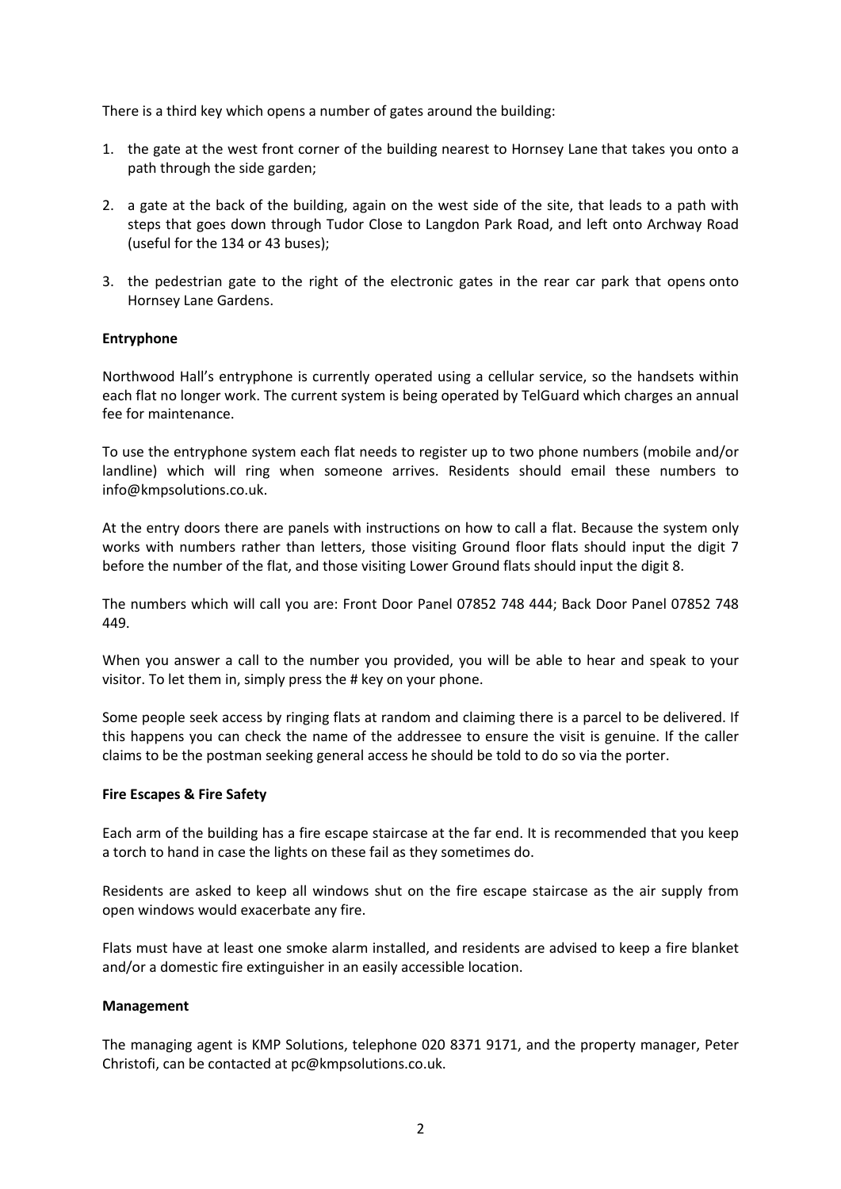There is a third key which opens a number of gates around the building:

1. the gate at the west front corner of the building nearest to Hornsey Lane that takes you onto a path through the side garden;

2. a gate at the back of the building, again on the west side of the site, that leads to a path with steps that goes down through Tudor Close to Langdon Park Road, and left onto Archway Road (useful for the 134 or 43 buses);

3. the pedestrian gate to the right of the electronic gates in the rear car park that opens onto Hornsey Lane Gardens.

**Entryphone**

Northwood Hall's entryphone is currently operated using a cellular service, so the handsets within each flat no longer work. The current system is being operated by TelGuard which charges an annual fee for maintenance.

To use the entryphone system each flat needs to register up to two phone numbers (mobile and/or landline) which will ring when someone arrives. Residents should email these numbers to info@kmpsolutions.co.uk.

At the entry doors there are panels with instructions on how to call a flat. Because the system only works with numbers rather than letters, those visiting Ground floor flats should input the digit 7 before the number of the flat, and those visiting Lower Ground flats should input the digit 8.

The numbers which will call you are: Front Door Panel 07852 748 444; Back Door Panel 07852 748 449.

When you answer a call to the number you provided, you will be able to hear and speak to your visitor. To let them in, simply press the # key on your phone.

Some people seek access by ringing flats at random and claiming there is a parcel to be delivered. If this happens you can check the name of the addressee to ensure the visit is genuine. If the caller claims to be the postman seeking general access he should be told to do so via the porter.

**Fire Escapes & Fire Safety**

Each arm of the building has a fire escape staircase at the far end. It is recommended that you keep a torch to hand in case the lights on these fail as they sometimes do.

Residents are asked to keep all windows shut on the fire escape staircase as the air supply from open windows would exacerbate any fire.

Flats must have at least one smoke alarm installed, and residents are advised to keep a fire blanket and/or a domestic fire extinguisher in an easily accessible location.

**Management**

The managing agent is KMP Solutions, telephone 020 8371 9171, and the property manager, Peter Christofi, can be contacted at pc@kmpsolutions.co.uk.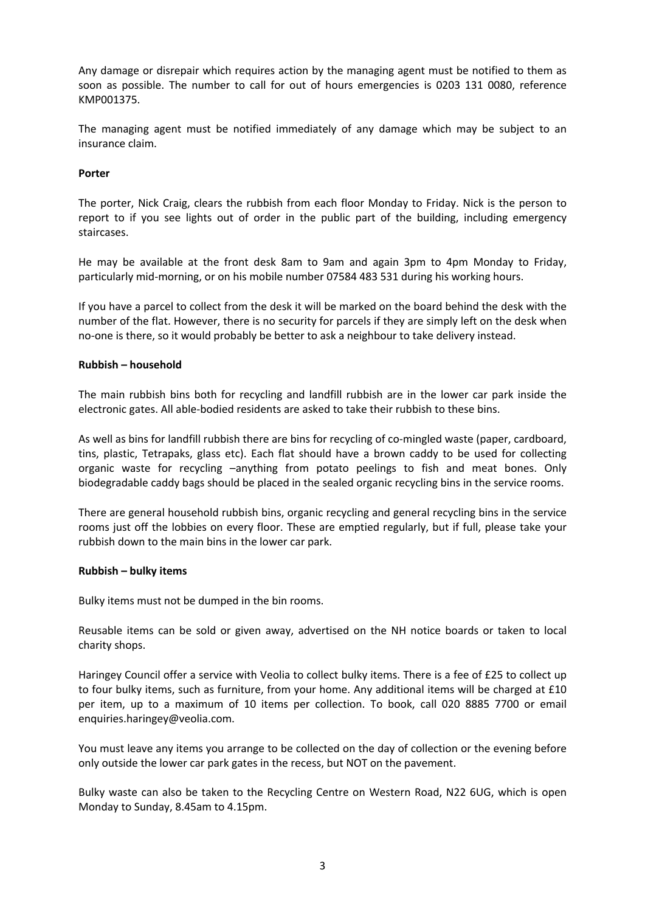Any damage or disrepair which requires action by the managing agent must be notified to them as soon as possible. The number to call for out of hours emergencies is 0203 131 0080, reference KMP001375.

The managing agent must be notified immediately of any damage which may be subject to an insurance claim.

**Porter**

The porter, Nick Craig, clears the rubbish from each floor Monday to Friday. Nick is the person to report to if you see lights out of order in the public part of the building, including emergency staircases.

He may be available at the front desk 8am to 9am and again 3pm to 4pm Monday to Friday, particularly mid-morning, or on his mobile number 07584 483 531 during his working hours.

If you have a parcel to collect from the desk it will be marked on the board behind the desk with the number of the flat. However, there is no security for parcels if they are simply left on the desk when no-one is there, so it would probably be better to ask a neighbour to take delivery instead.

**Rubbish – household**

The main rubbish bins both for recycling and landfill rubbish are in the lower car park inside the electronic gates. All able-bodied residents are asked to take their rubbish to these bins.

As well as bins for landfill rubbish there are bins for recycling of co-mingled waste (paper, cardboard, tins, plastic, Tetrapaks, glass etc). Each flat should have a brown caddy to be used for collecting organic waste for recycling –anything from potato peelings to fish and meat bones. Only biodegradable caddy bags should be placed in the sealed organic recycling bins in the service rooms.

There are general household rubbish bins, organic recycling and general recycling bins in the service rooms just off the lobbies on every floor. These are emptied regularly, but if full, please take your rubbish down to the main bins in the lower car park.

**Rubbish – bulky items**

Bulky items must not be dumped in the bin rooms.

Reusable items can be sold or given away, advertised on the NH notice boards or taken to local charity shops.

Haringey Council offer a service with Veolia to collect bulky items. There is a fee of £25 to collect up to four bulky items, such as furniture, from your home. Any additional items will be charged at £10 per item, up to a maximum of 10 items per collection. To book, call 020 8885 7700 or email enquiries.haringey@veolia.com.

You must leave any items you arrange to be collected on the day of collection or the evening before only outside the lower car park gates in the recess, but NOT on the pavement.

Bulky waste can also be taken to the Recycling Centre on Western Road, N22 6UG, which is open Monday to Sunday, 8.45am to 4.15pm.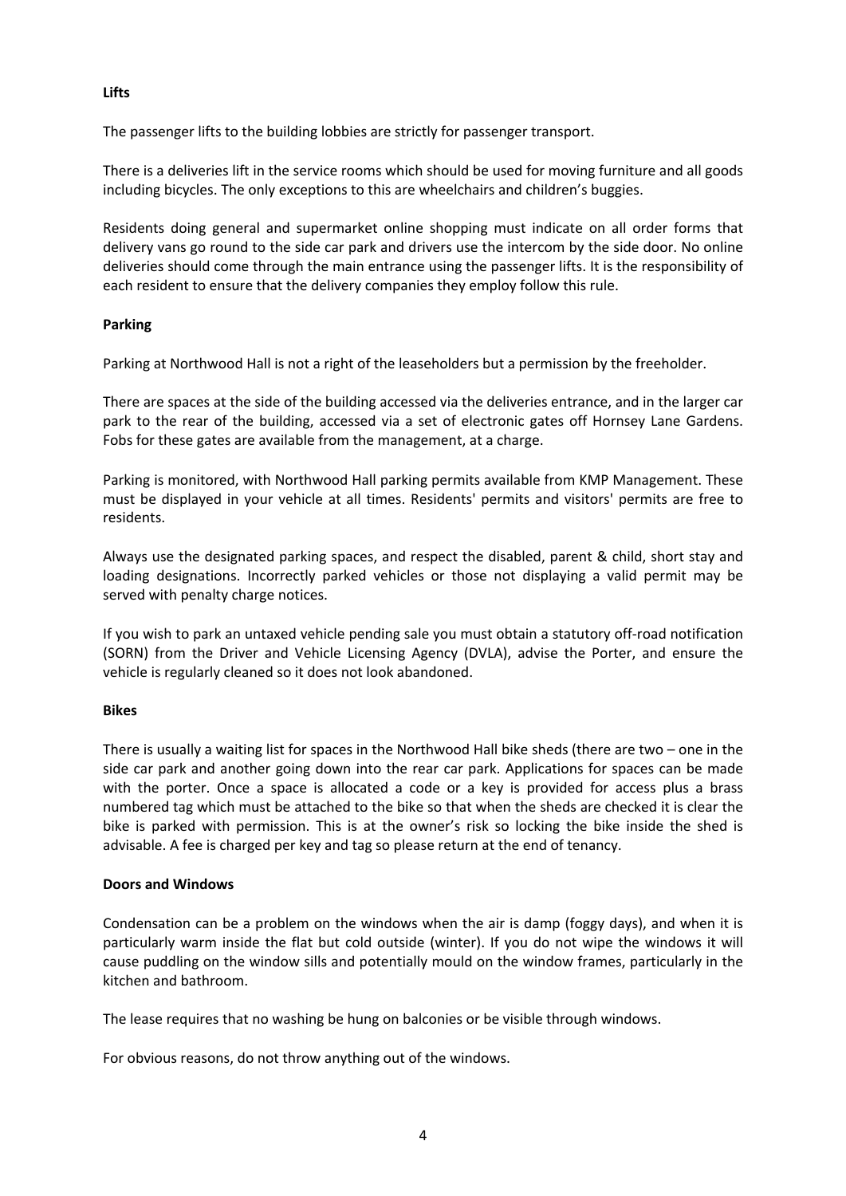**Lifts**

The passenger lifts to the building lobbies are strictly for passenger transport.

There is a deliveries lift in the service rooms which should be used for moving furniture and all goods including bicycles. The only exceptions to this are wheelchairs and children's buggies.

Residents doing general and supermarket online shopping must indicate on all order forms that delivery vans go round to the side car park and drivers use the intercom by the side door. No online deliveries should come through the main entrance using the passenger lifts. It is the responsibility of each resident to ensure that the delivery companies they employ follow this rule.

**Parking**

Parking at Northwood Hall is not a right of the leaseholders but a permission by the freeholder.

There are spaces at the side of the building accessed via the deliveries entrance, and in the larger car park to the rear of the building, accessed via a set of electronic gates off Hornsey Lane Gardens. Fobs for these gates are available from the management, at a charge.

Parking is monitored, with Northwood Hall parking permits available from KMP Management. These must be displayed in your vehicle at all times. Residents' permits and visitors' permits are free to residents.

Always use the designated parking spaces, and respect the disabled, parent & child, short stay and loading designations. Incorrectly parked vehicles or those not displaying a valid permit may be served with penalty charge notices.

If you wish to park an untaxed vehicle pending sale you must obtain a statutory off-road notification (SORN) from the Driver and Vehicle Licensing Agency (DVLA), advise the Porter, and ensure the vehicle is regularly cleaned so it does not look abandoned.

**Bikes**

There is usually a waiting list for spaces in the Northwood Hall bike sheds (there are two – one in the side car park and another going down into the rear car park. Applications for spaces can be made with the porter. Once a space is allocated a code or a key is provided for access plus a brass numbered tag which must be attached to the bike so that when the sheds are checked it is clear the bike is parked with permission. This is at the owner's risk so locking the bike inside the shed is advisable. A fee is charged per key and tag so please return at the end of tenancy.

**Doors and Windows**

Condensation can be a problem on the windows when the air is damp (foggy days), and when it is particularly warm inside the flat but cold outside (winter). If you do not wipe the windows it will cause puddling on the window sills and potentially mould on the window frames, particularly in the kitchen and bathroom.

The lease requires that no washing be hung on balconies or be visible through windows.

For obvious reasons, do not throw anything out of the windows.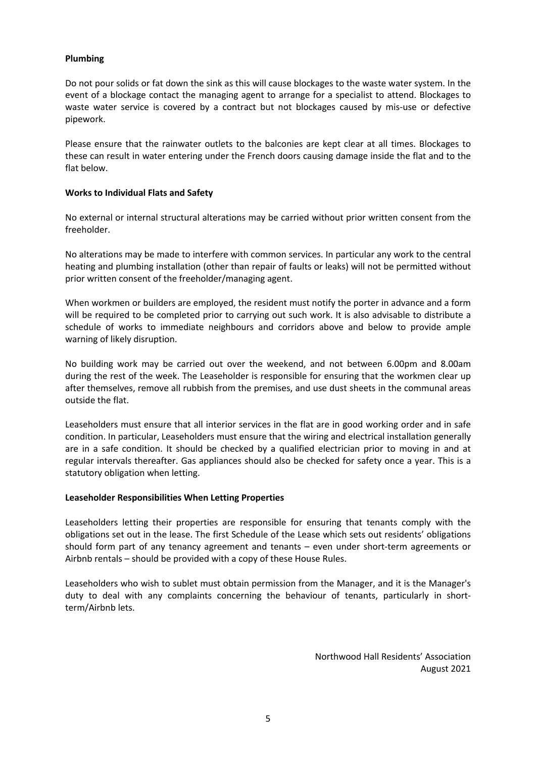**Plumbing**

Do not pour solids or fat down the sink as this will cause blockages to the waste water system. In the event of a blockage contact the managing agent to arrange for a specialist to attend. Blockages to waste water service is covered by a contract but not blockages caused by mis-use or defective pipework.

Please ensure that the rainwater outlets to the balconies are kept clear at all times. Blockages to these can result in water entering under the French doors causing damage inside the flat and to the flat below.

**Works to Individual Flats and Safety**

No external or internal structural alterations may be carried without prior written consent from the freeholder.

No alterations may be made to interfere with common services. In particular any work to the central heating and plumbing installation (other than repair of faults or leaks) will not be permitted without prior written consent of the freeholder/managing agent.

When workmen or builders are employed, the resident must notify the porter in advance and a form will be required to be completed prior to carrying out such work. It is also advisable to distribute a schedule of works to immediate neighbours and corridors above and below to provide ample warning of likely disruption.

No building work may be carried out over the weekend, and not between 6.00pm and 8.00am during the rest of the week. The Leaseholder is responsible for ensuring that the workmen clear up after themselves, remove all rubbish from the premises, and use dust sheets in the communal areas outside the flat.

Leaseholders must ensure that all interior services in the flat are in good working order and in safe condition. In particular, Leaseholders must ensure that the wiring and electrical installation generally are in a safe condition. It should be checked by a qualified electrician prior to moving in and at regular intervals thereafter. Gas appliances should also be checked for safety once a year. This is a statutory obligation when letting.

**Leaseholder Responsibilities When Letting Properties**

Leaseholders letting their properties are responsible for ensuring that tenants comply with the obligations set out in the lease. The first Schedule of the Lease which sets out residents' obligations should form part of any tenancy agreement and tenants – even under short-term agreements or Airbnb rentals – should be provided with a copy of these House Rules.

Leaseholders who wish to sublet must obtain permission from the Manager, and it is the Manager's duty to deal with any complaints concerning the behaviour of tenants, particularly in short-term/Airbnb lets.

Northwood Hall Residents' Association
August 2021